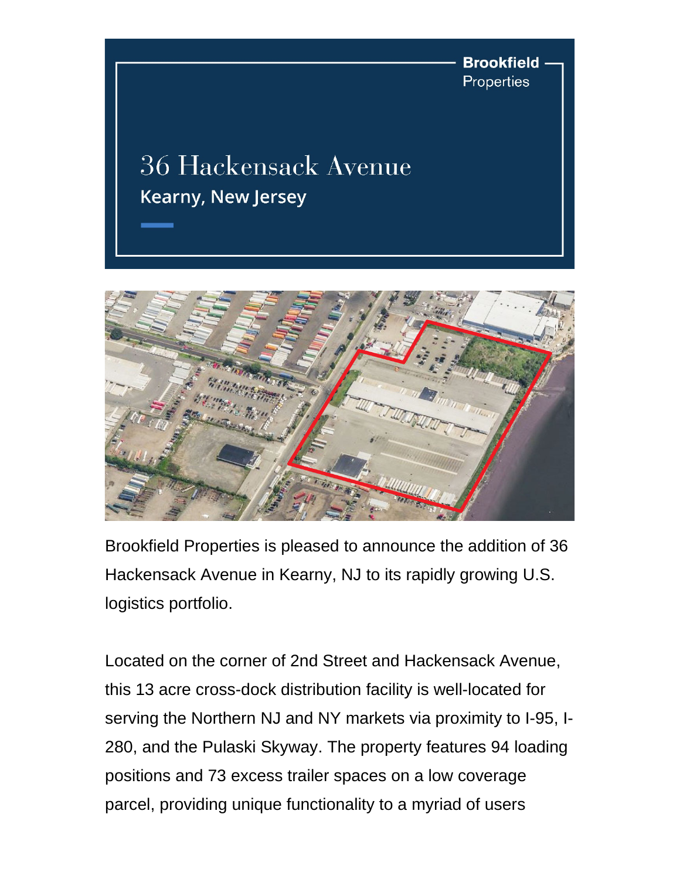Brookfield Properties

# 36 Hackensack Avenue

## Kearny, New Jersey

Brookfield Properties is pleased to announce the addition of 36 Hackensack Avenue in Kearny, NJ to its rapidly growing U.S. logistics portfolio.

Located on the corner of 2nd Street and Hackensack Avenue, this 13 acre cross-dock distribution facility is well-located for serving the Northern NJ and NY markets via proximity to I-95, I-280, and the Pulaski Skyway. The property features 94 loading positions and 73 excess trailer spaces on a low coverage parcel, providing unique functionality to a myriad of users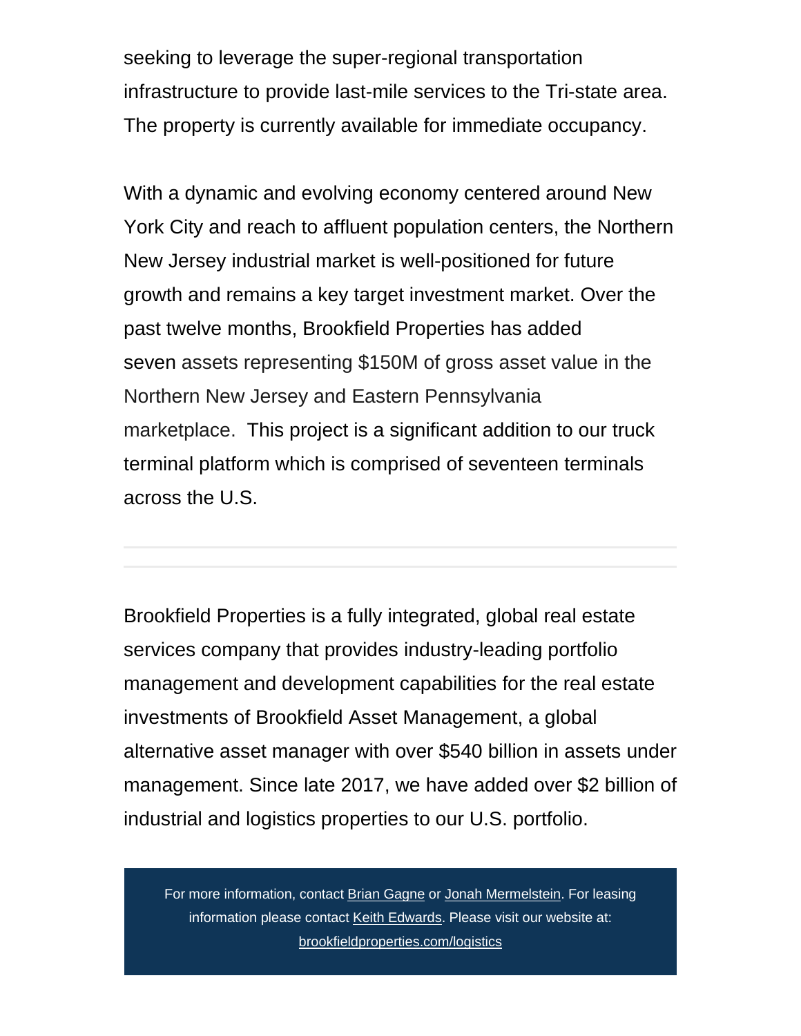seeking to leverage the super-regional transportation infrastructure to provide last-mile services to the Tri-state area. The property is currently available for immediate occupancy.

With a dynamic and evolving economy centered around New York City and reach to affluent population centers, the Northern New Jersey industrial market is well-positioned for future growth and remains a key target investment market. Over the past twelve months, Brookfield Properties has added seven assets representing $150M of gross asset value in the Northern New Jersey and Eastern Pennsylvania marketplace. This project is a significant addition to our truck terminal platform which is comprised of seventeen terminals across the U.S.

---

Brookfield Properties is a fully integrated, global real estate services company that provides industry-leading portfolio management and development capabilities for the real estate investments of Brookfield Asset Management, a global alternative asset manager with over $540 billion in assets under management. Since late 2017, we have added over $2 billion of industrial and logistics properties to our U.S. portfolio.

For more information, contact Brian Gagne or Jonah Mermelstein. For leasing information please contact Keith Edwards. Please visit our website at: brookfieldproperties.com/logistics